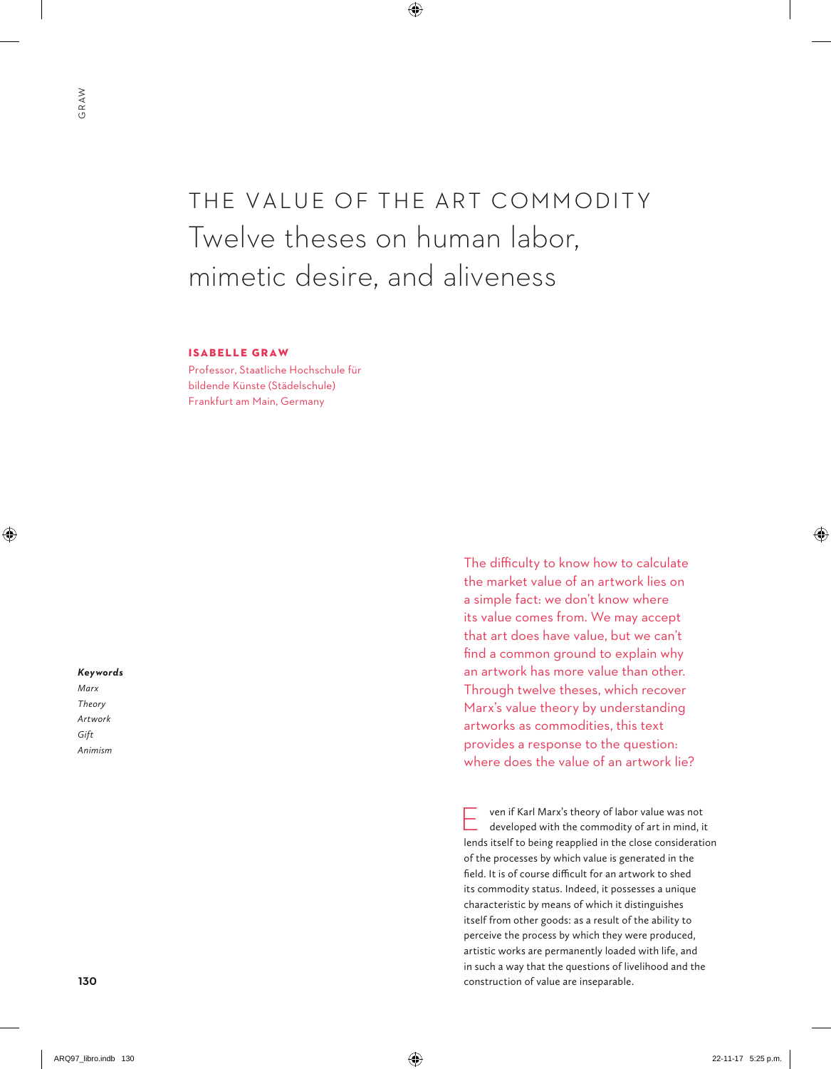# THE VALUE OF THE ART COMMODITY

## Twelve theses on human labor, mimetic desire, and aliveness

**ISABELLE GRAW**

Professor, Staatliche Hochschule für bildende Künste (Städelschule)
Frankfurt am Main, Germany

***Keywords***

*Marx*
*Theory*
*Artwork*
*Gift*
*Animism*

The difficulty to know how to calculate the market value of an artwork lies on a simple fact: we don't know where its value comes from. We may accept that art does have value, but we can't find a common ground to explain why an artwork has more value than other. Through twelve theses, which recover Marx's value theory by understanding artworks as commodities, this text provides a response to the question: where does the value of an artwork lie?

Even if Karl Marx's theory of labor value was not developed with the commodity of art in mind, it lends itself to being reapplied in the close consideration of the processes by which value is generated in the field. It is of course difficult for an artwork to shed its commodity status. Indeed, it possesses a unique characteristic by means of which it distinguishes itself from other goods: as a result of the ability to perceive the process by which they were produced, artistic works are permanently loaded with life, and in such a way that the questions of livelihood and the construction of value are inseparable.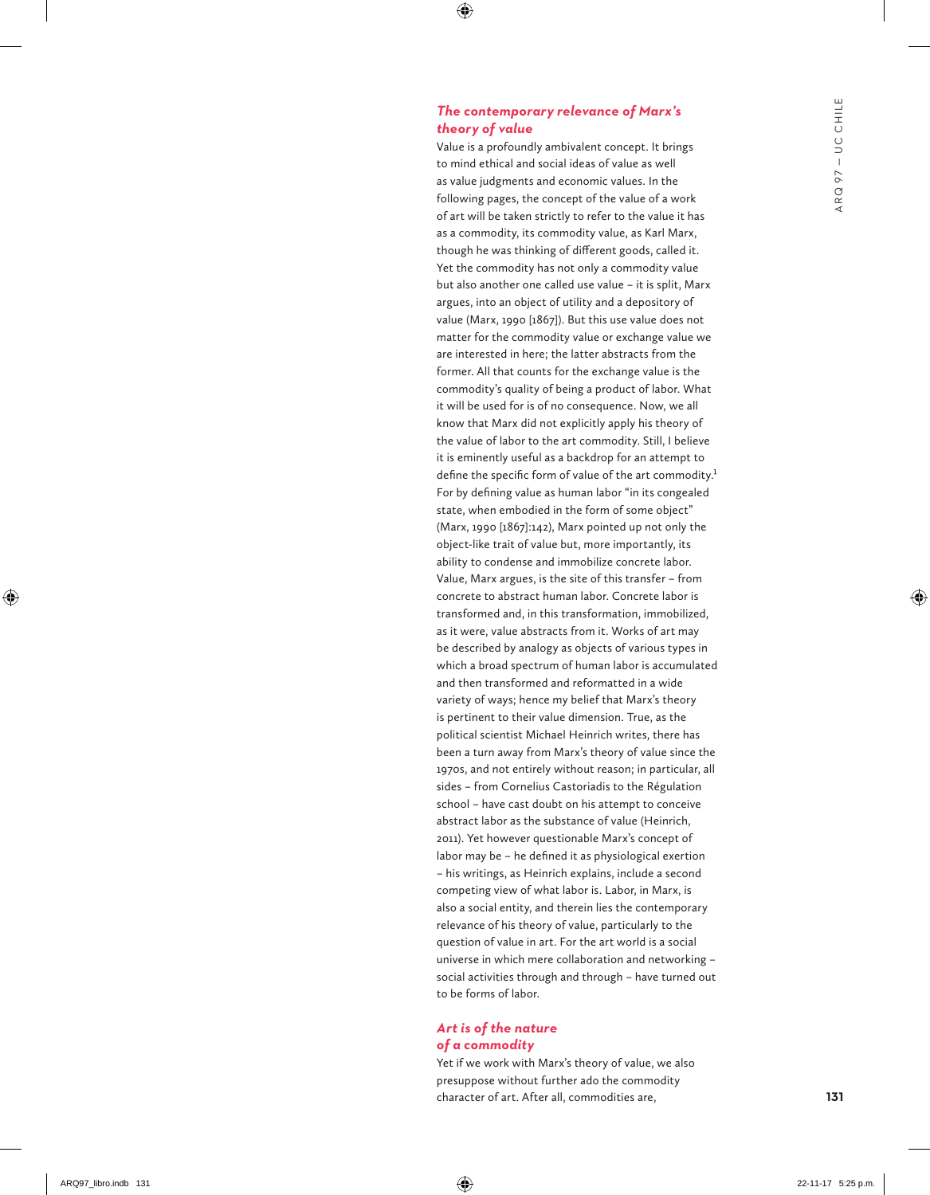## *The contemporary relevance of Marx's theory of value*

Value is a profoundly ambivalent concept. It brings to mind ethical and social ideas of value as well as value judgments and economic values. In the following pages, the concept of the value of a work of art will be taken strictly to refer to the value it has as a commodity, its commodity value, as Karl Marx, though he was thinking of different goods, called it. Yet the commodity has not only a commodity value but also another one called use value – it is split, Marx argues, into an object of utility and a depository of value (Marx, 1990 [1867]). But this use value does not matter for the commodity value or exchange value we are interested in here; the latter abstracts from the former. All that counts for the exchange value is the commodity's quality of being a product of labor. What it will be used for is of no consequence. Now, we all know that Marx did not explicitly apply his theory of the value of labor to the art commodity. Still, I believe it is eminently useful as a backdrop for an attempt to define the specific form of value of the art commodity.[1] For by defining value as human labor "in its congealed state, when embodied in the form of some object" (Marx, 1990 [1867]:142), Marx pointed up not only the object-like trait of value but, more importantly, its ability to condense and immobilize concrete labor. Value, Marx argues, is the site of this transfer – from concrete to abstract human labor. Concrete labor is transformed and, in this transformation, immobilized, as it were, value abstracts from it. Works of art may be described by analogy as objects of various types in which a broad spectrum of human labor is accumulated and then transformed and reformatted in a wide variety of ways; hence my belief that Marx's theory is pertinent to their value dimension. True, as the political scientist Michael Heinrich writes, there has been a turn away from Marx's theory of value since the 1970s, and not entirely without reason; in particular, all sides – from Cornelius Castoriadis to the Régulation school – have cast doubt on his attempt to conceive abstract labor as the substance of value (Heinrich, 2011). Yet however questionable Marx's concept of labor may be – he defined it as physiological exertion – his writings, as Heinrich explains, include a second competing view of what labor is. Labor, in Marx, is also a social entity, and therein lies the contemporary relevance of his theory of value, particularly to the question of value in art. For the art world is a social universe in which mere collaboration and networking – social activities through and through – have turned out to be forms of labor.

## *Art is of the nature of a commodity*

Yet if we work with Marx's theory of value, we also presuppose without further ado the commodity character of art. After all, commodities are,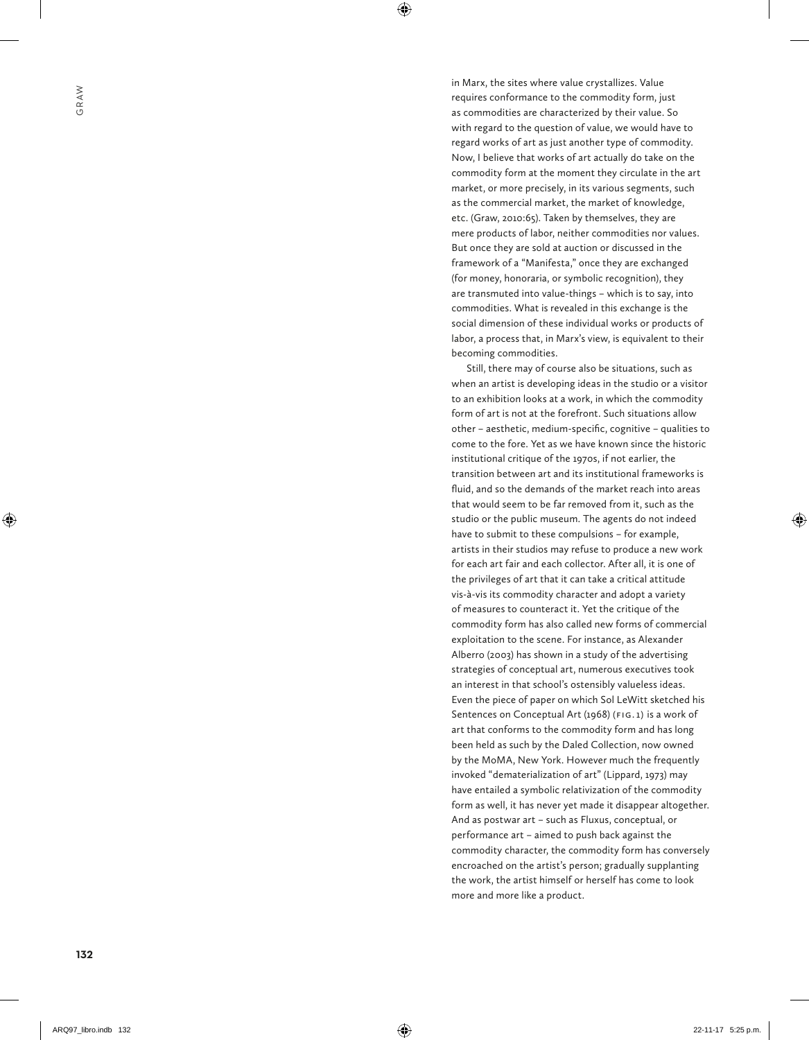in Marx, the sites where value crystallizes. Value requires conformance to the commodity form, just as commodities are characterized by their value. So with regard to the question of value, we would have to regard works of art as just another type of commodity. Now, I believe that works of art actually do take on the commodity form at the moment they circulate in the art market, or more precisely, in its various segments, such as the commercial market, the market of knowledge, etc. (Graw, 2010:65). Taken by themselves, they are mere products of labor, neither commodities nor values. But once they are sold at auction or discussed in the framework of a "Manifesta," once they are exchanged (for money, honoraria, or symbolic recognition), they are transmuted into value-things – which is to say, into commodities. What is revealed in this exchange is the social dimension of these individual works or products of labor, a process that, in Marx's view, is equivalent to their becoming commodities.

Still, there may of course also be situations, such as when an artist is developing ideas in the studio or a visitor to an exhibition looks at a work, in which the commodity form of art is not at the forefront. Such situations allow other – aesthetic, medium-specific, cognitive – qualities to come to the fore. Yet as we have known since the historic institutional critique of the 1970s, if not earlier, the transition between art and its institutional frameworks is fluid, and so the demands of the market reach into areas that would seem to be far removed from it, such as the studio or the public museum. The agents do not indeed have to submit to these compulsions – for example, artists in their studios may refuse to produce a new work for each art fair and each collector. After all, it is one of the privileges of art that it can take a critical attitude vis-à-vis its commodity character and adopt a variety of measures to counteract it. Yet the critique of the commodity form has also called new forms of commercial exploitation to the scene. For instance, as Alexander Alberro (2003) has shown in a study of the advertising strategies of conceptual art, numerous executives took an interest in that school's ostensibly valueless ideas. Even the piece of paper on which Sol LeWitt sketched his Sentences on Conceptual Art (1968) (FIG. 1) is a work of art that conforms to the commodity form and has long been held as such by the Daled Collection, now owned by the MoMA, New York. However much the frequently invoked "dematerialization of art" (Lippard, 1973) may have entailed a symbolic relativization of the commodity form as well, it has never yet made it disappear altogether. And as postwar art – such as Fluxus, conceptual, or performance art – aimed to push back against the commodity character, the commodity form has conversely encroached on the artist's person; gradually supplanting the work, the artist himself or herself has come to look more and more like a product.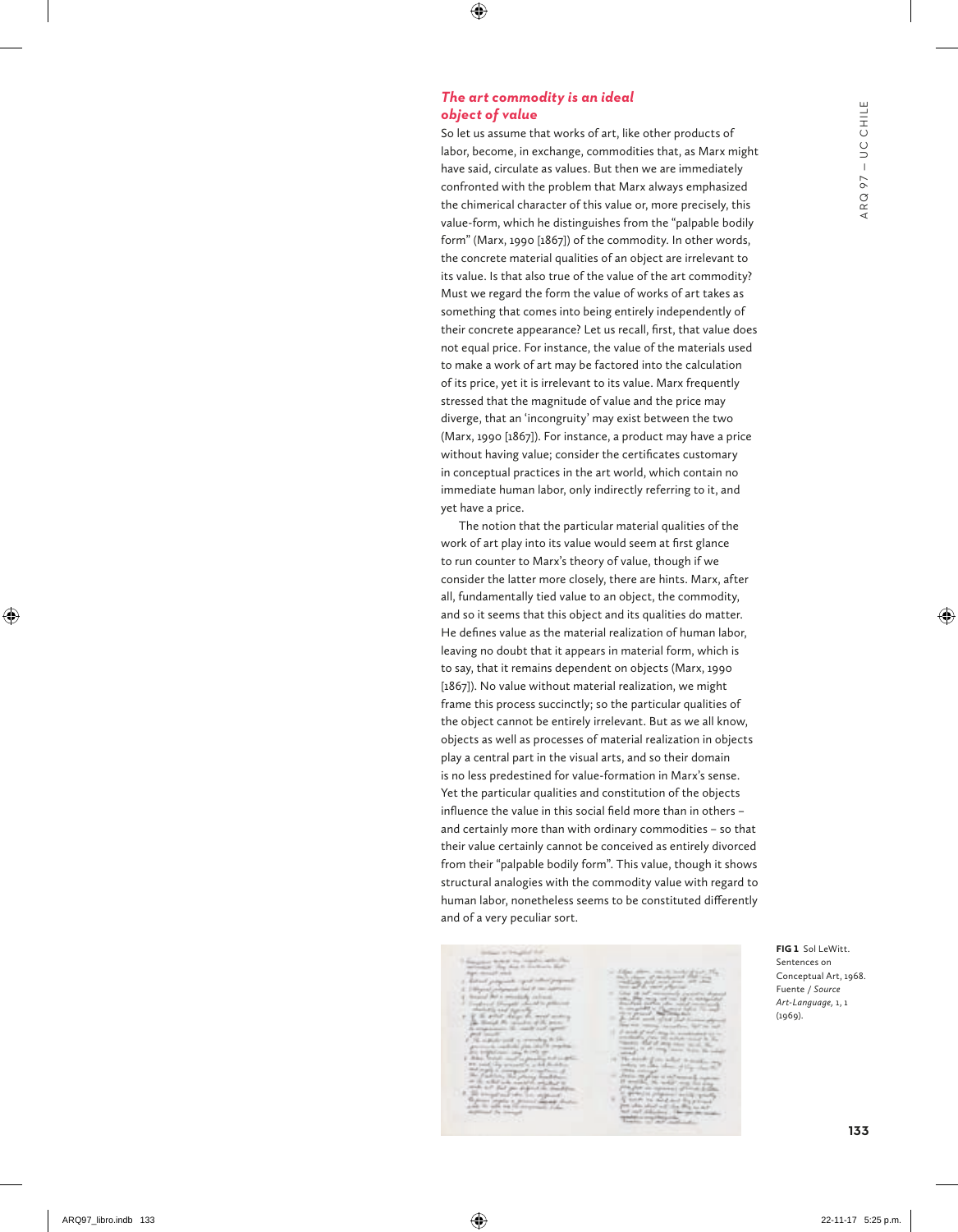### *The art commodity is an ideal object of value*

So let us assume that works of art, like other products of labor, become, in exchange, commodities that, as Marx might have said, circulate as values. But then we are immediately confronted with the problem that Marx always emphasized the chimerical character of this value or, more precisely, this value-form, which he distinguishes from the "palpable bodily form" (Marx, 1990 [1867]) of the commodity. In other words, the concrete material qualities of an object are irrelevant to its value. Is that also true of the value of the art commodity? Must we regard the form the value of works of art takes as something that comes into being entirely independently of their concrete appearance? Let us recall, first, that value does not equal price. For instance, the value of the materials used to make a work of art may be factored into the calculation of its price, yet it is irrelevant to its value. Marx frequently stressed that the magnitude of value and the price may diverge, that an 'incongruity' may exist between the two (Marx, 1990 [1867]). For instance, a product may have a price without having value; consider the certificates customary in conceptual practices in the art world, which contain no immediate human labor, only indirectly referring to it, and yet have a price.

The notion that the particular material qualities of the work of art play into its value would seem at first glance to run counter to Marx's theory of value, though if we consider the latter more closely, there are hints. Marx, after all, fundamentally tied value to an object, the commodity, and so it seems that this object and its qualities do matter. He defines value as the material realization of human labor, leaving no doubt that it appears in material form, which is to say, that it remains dependent on objects (Marx, 1990 [1867]). No value without material realization, we might frame this process succinctly; so the particular qualities of the object cannot be entirely irrelevant. But as we all know, objects as well as processes of material realization in objects play a central part in the visual arts, and so their domain is no less predestined for value-formation in Marx's sense. Yet the particular qualities and constitution of the objects influence the value in this social field more than in others – and certainly more than with ordinary commodities – so that their value certainly cannot be conceived as entirely divorced from their "palpable bodily form". This value, though it shows structural analogies with the commodity value with regard to human labor, nonetheless seems to be constituted differently and of a very peculiar sort.

**FIG 1** Sol LeWitt. Sentences on Conceptual Art, 1968. Fuente / *Source Art-Language*, 1, 1 (1969).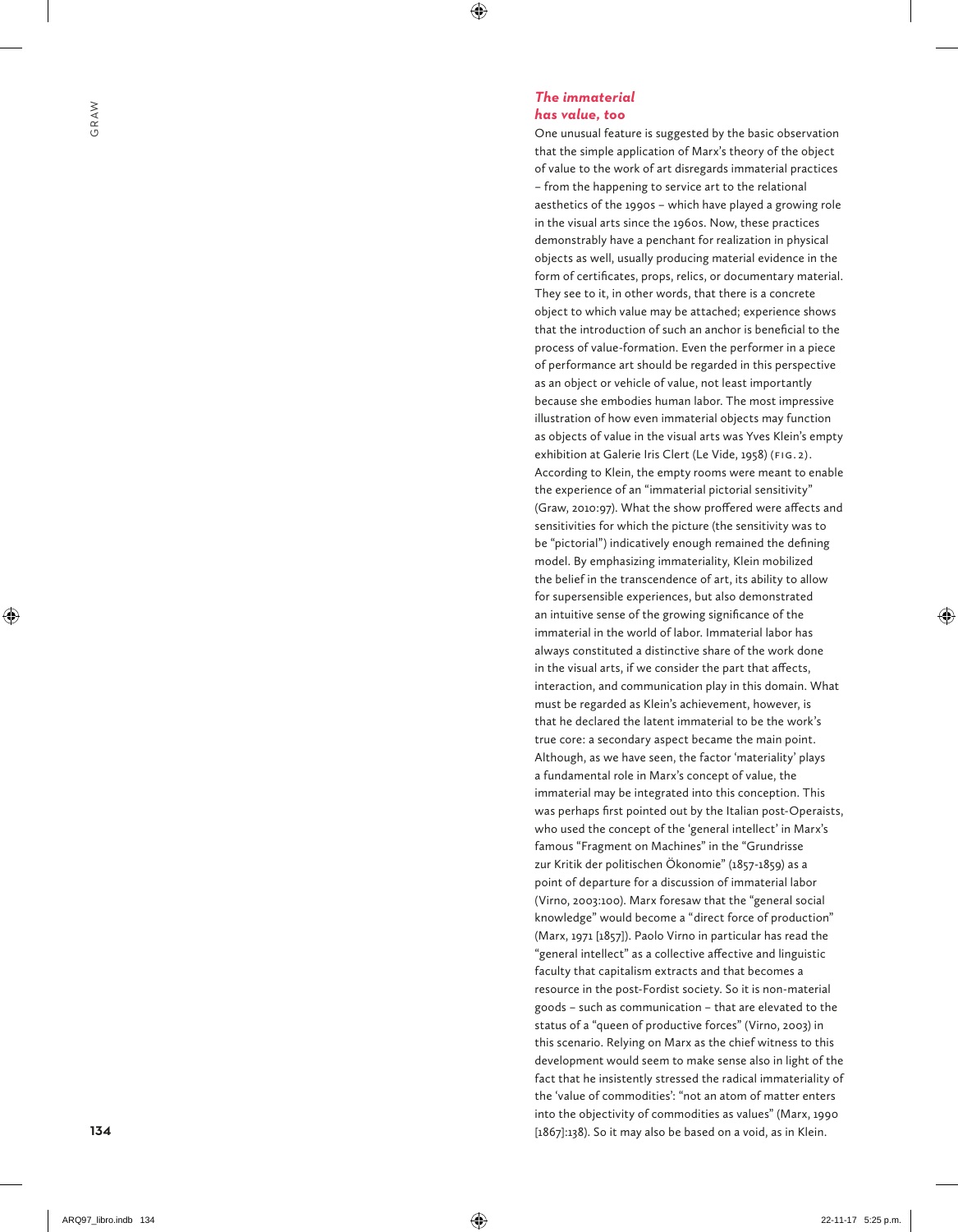### *The immaterial has value, too*

One unusual feature is suggested by the basic observation that the simple application of Marx's theory of the object of value to the work of art disregards immaterial practices – from the happening to service art to the relational aesthetics of the 1990s – which have played a growing role in the visual arts since the 1960s. Now, these practices demonstrably have a penchant for realization in physical objects as well, usually producing material evidence in the form of certificates, props, relics, or documentary material. They see to it, in other words, that there is a concrete object to which value may be attached; experience shows that the introduction of such an anchor is beneficial to the process of value-formation. Even the performer in a piece of performance art should be regarded in this perspective as an object or vehicle of value, not least importantly because she embodies human labor. The most impressive illustration of how even immaterial objects may function as objects of value in the visual arts was Yves Klein's empty exhibition at Galerie Iris Clert (Le Vide, 1958) (FIG. 2). According to Klein, the empty rooms were meant to enable the experience of an "immaterial pictorial sensitivity" (Graw, 2010:97). What the show proffered were affects and sensitivities for which the picture (the sensitivity was to be "pictorial") indicatively enough remained the defining model. By emphasizing immateriality, Klein mobilized the belief in the transcendence of art, its ability to allow for supersensible experiences, but also demonstrated an intuitive sense of the growing significance of the immaterial in the world of labor. Immaterial labor has always constituted a distinctive share of the work done in the visual arts, if we consider the part that affects, interaction, and communication play in this domain. What must be regarded as Klein's achievement, however, is that he declared the latent immaterial to be the work's true core: a secondary aspect became the main point. Although, as we have seen, the factor 'materiality' plays a fundamental role in Marx's concept of value, the immaterial may be integrated into this conception. This was perhaps first pointed out by the Italian post-Operaists, who used the concept of the 'general intellect' in Marx's famous "Fragment on Machines" in the "Grundrisse zur Kritik der politischen Ökonomie" (1857-1859) as a point of departure for a discussion of immaterial labor (Virno, 2003:100). Marx foresaw that the "general social knowledge" would become a "direct force of production" (Marx, 1971 [1857]). Paolo Virno in particular has read the "general intellect" as a collective affective and linguistic faculty that capitalism extracts and that becomes a resource in the post-Fordist society. So it is non-material goods – such as communication – that are elevated to the status of a "queen of productive forces" (Virno, 2003) in this scenario. Relying on Marx as the chief witness to this development would seem to make sense also in light of the fact that he insistently stressed the radical immateriality of the 'value of commodities': "not an atom of matter enters into the objectivity of commodities as values" (Marx, 1990 [1867]:138). So it may also be based on a void, as in Klein.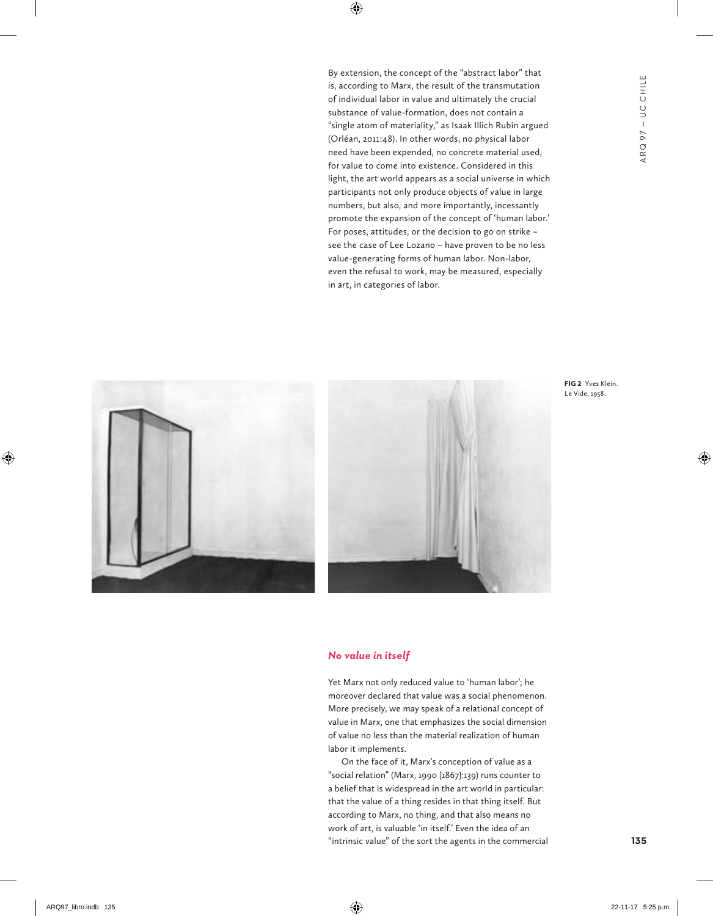By extension, the concept of the "abstract labor" that is, according to Marx, the result of the transmutation of individual labor in value and ultimately the crucial substance of value-formation, does not contain a "single atom of materiality," as Isaak Illich Rubin argued (Orléan, 2011:48). In other words, no physical labor need have been expended, no concrete material used, for value to come into existence. Considered in this light, the art world appears as a social universe in which participants not only produce objects of value in large numbers, but also, and more importantly, incessantly promote the expansion of the concept of 'human labor.' For poses, attitudes, or the decision to go on strike – see the case of Lee Lozano – have proven to be no less value-generating forms of human labor. Non-labor, even the refusal to work, may be measured, especially in art, in categories of labor.

**FIG 2** Yves Klein. Le Vide, 1958.

## *No value in itself*

Yet Marx not only reduced value to 'human labor'; he moreover declared that value was a social phenomenon. More precisely, we may speak of a relational concept of value in Marx, one that emphasizes the social dimension of value no less than the material realization of human labor it implements.

On the face of it, Marx's conception of value as a "social relation" (Marx, 1990 [1867]:139) runs counter to a belief that is widespread in the art world in particular: that the value of a thing resides in that thing itself. But according to Marx, no thing, and that also means no work of art, is valuable 'in itself.' Even the idea of an "intrinsic value" of the sort the agents in the commercial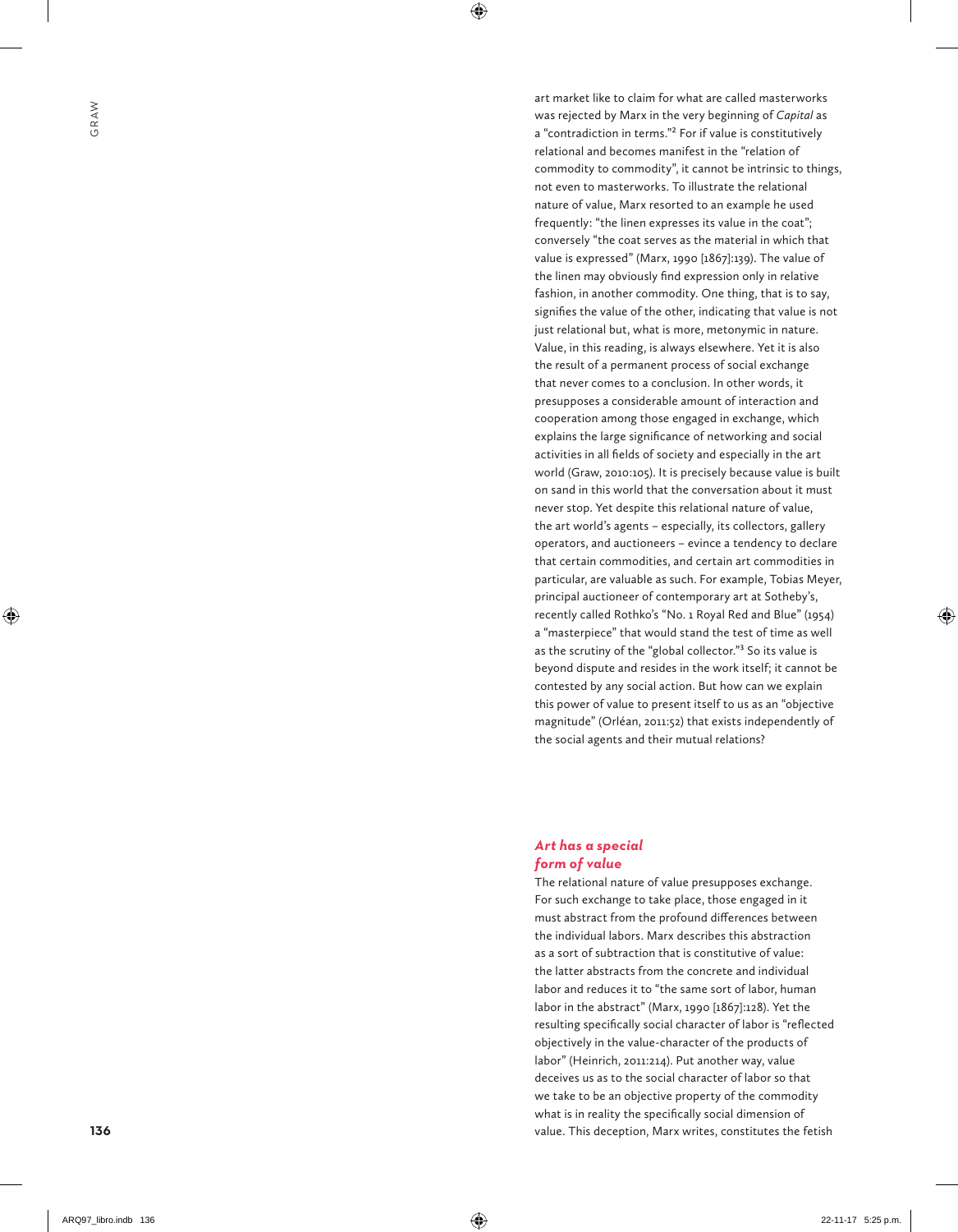art market like to claim for what are called masterworks was rejected by Marx in the very beginning of *Capital* as a "contradiction in terms."[2] For if value is constitutively relational and becomes manifest in the "relation of commodity to commodity", it cannot be intrinsic to things, not even to masterworks. To illustrate the relational nature of value, Marx resorted to an example he used frequently: "the linen expresses its value in the coat"; conversely "the coat serves as the material in which that value is expressed" (Marx, 1990 [1867]:139). The value of the linen may obviously find expression only in relative fashion, in another commodity. One thing, that is to say, signifies the value of the other, indicating that value is not just relational but, what is more, metonymic in nature. Value, in this reading, is always elsewhere. Yet it is also the result of a permanent process of social exchange that never comes to a conclusion. In other words, it presupposes a considerable amount of interaction and cooperation among those engaged in exchange, which explains the large significance of networking and social activities in all fields of society and especially in the art world (Graw, 2010:105). It is precisely because value is built on sand in this world that the conversation about it must never stop. Yet despite this relational nature of value, the art world's agents – especially, its collectors, gallery operators, and auctioneers – evince a tendency to declare that certain commodities, and certain art commodities in particular, are valuable as such. For example, Tobias Meyer, principal auctioneer of contemporary art at Sotheby's, recently called Rothko's "No. 1 Royal Red and Blue" (1954) a "masterpiece" that would stand the test of time as well as the scrutiny of the "global collector."[3] So its value is beyond dispute and resides in the work itself; it cannot be contested by any social action. But how can we explain this power of value to present itself to us as an "objective magnitude" (Orléan, 2011:52) that exists independently of the social agents and their mutual relations?

## *Art has a special form of value*

The relational nature of value presupposes exchange. For such exchange to take place, those engaged in it must abstract from the profound differences between the individual labors. Marx describes this abstraction as a sort of subtraction that is constitutive of value: the latter abstracts from the concrete and individual labor and reduces it to "the same sort of labor, human labor in the abstract" (Marx, 1990 [1867]:128). Yet the resulting specifically social character of labor is "reflected objectively in the value-character of the products of labor" (Heinrich, 2011:214). Put another way, value deceives us as to the social character of labor so that we take to be an objective property of the commodity what is in reality the specifically social dimension of value. This deception, Marx writes, constitutes the fetish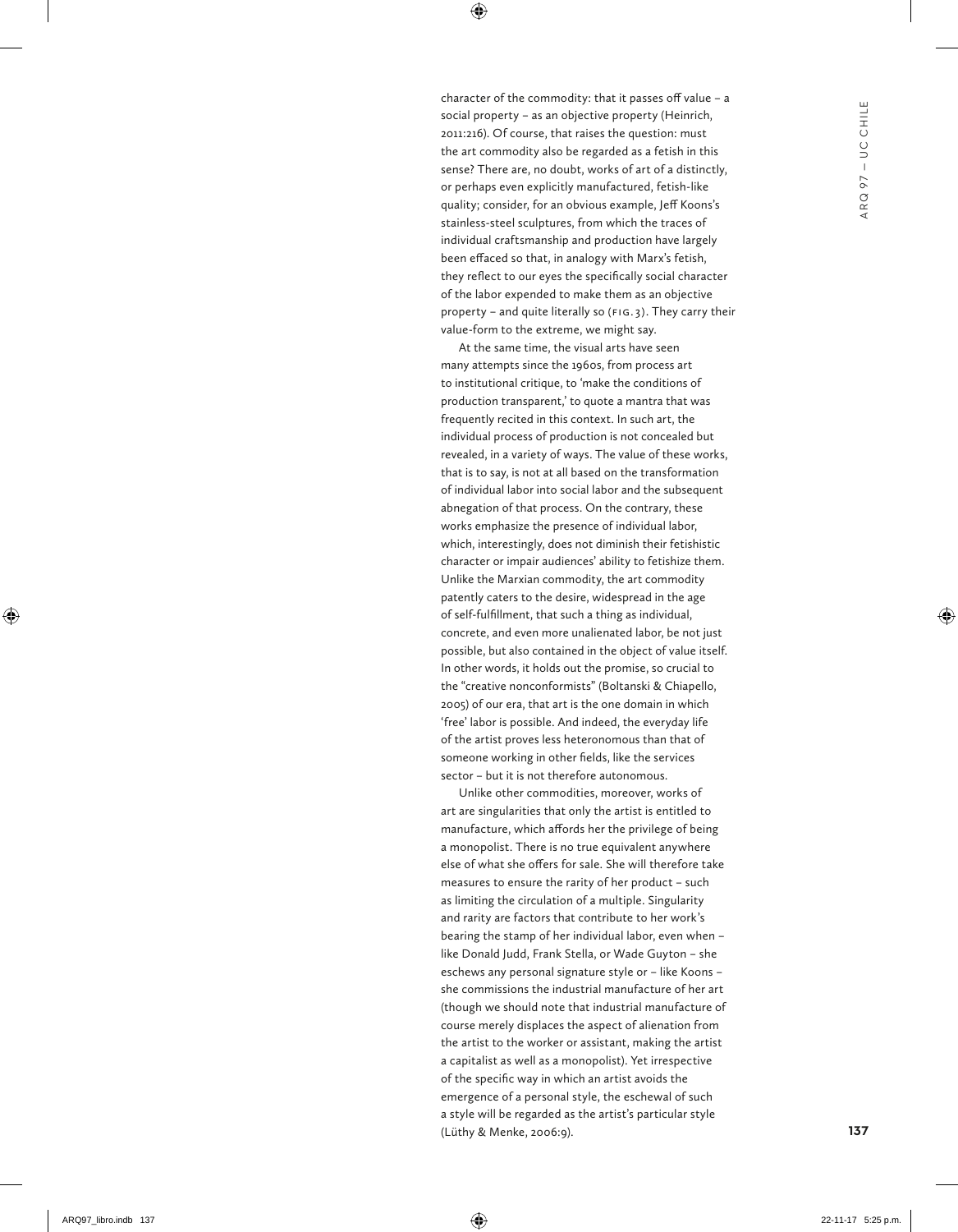character of the commodity: that it passes off value – a social property – as an objective property (Heinrich, 2011:216). Of course, that raises the question: must the art commodity also be regarded as a fetish in this sense? There are, no doubt, works of art of a distinctly, or perhaps even explicitly manufactured, fetish-like quality; consider, for an obvious example, Jeff Koons's stainless-steel sculptures, from which the traces of individual craftsmanship and production have largely been effaced so that, in analogy with Marx's fetish, they reflect to our eyes the specifically social character of the labor expended to make them as an objective property – and quite literally so (FIG. 3). They carry their value-form to the extreme, we might say.

At the same time, the visual arts have seen many attempts since the 1960s, from process art to institutional critique, to 'make the conditions of production transparent,' to quote a mantra that was frequently recited in this context. In such art, the individual process of production is not concealed but revealed, in a variety of ways. The value of these works, that is to say, is not at all based on the transformation of individual labor into social labor and the subsequent abnegation of that process. On the contrary, these works emphasize the presence of individual labor, which, interestingly, does not diminish their fetishistic character or impair audiences' ability to fetishize them. Unlike the Marxian commodity, the art commodity patently caters to the desire, widespread in the age of self-fulfillment, that such a thing as individual, concrete, and even more unalienated labor, be not just possible, but also contained in the object of value itself. In other words, it holds out the promise, so crucial to the "creative nonconformists" (Boltanski & Chiapello, 2005) of our era, that art is the one domain in which 'free' labor is possible. And indeed, the everyday life of the artist proves less heteronomous than that of someone working in other fields, like the services sector – but it is not therefore autonomous.

Unlike other commodities, moreover, works of art are singularities that only the artist is entitled to manufacture, which affords her the privilege of being a monopolist. There is no true equivalent anywhere else of what she offers for sale. She will therefore take measures to ensure the rarity of her product – such as limiting the circulation of a multiple. Singularity and rarity are factors that contribute to her work's bearing the stamp of her individual labor, even when – like Donald Judd, Frank Stella, or Wade Guyton – she eschews any personal signature style or – like Koons – she commissions the industrial manufacture of her art (though we should note that industrial manufacture of course merely displaces the aspect of alienation from the artist to the worker or assistant, making the artist a capitalist as well as a monopolist). Yet irrespective of the specific way in which an artist avoids the emergence of a personal style, the eschewal of such a style will be regarded as the artist's particular style (Lüthy & Menke, 2006:9).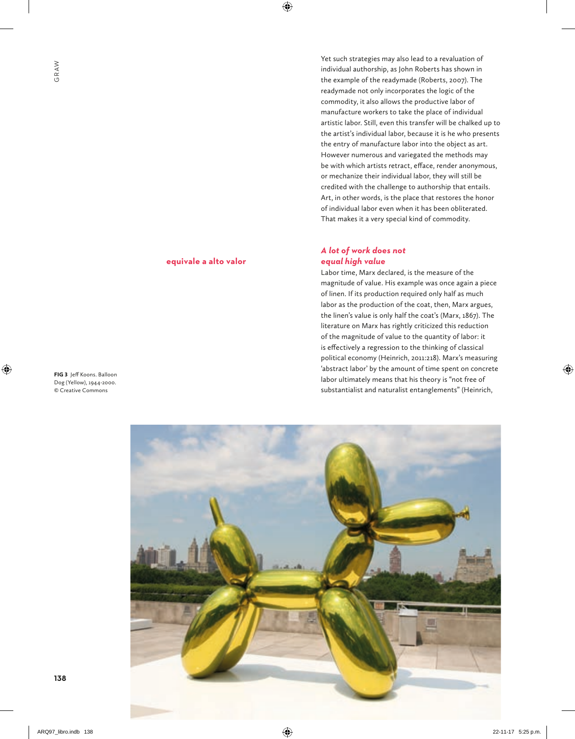Yet such strategies may also lead to a revaluation of individual authorship, as John Roberts has shown in the example of the readymade (Roberts, 2007). The readymade not only incorporates the logic of the commodity, it also allows the productive labor of manufacture workers to take the place of individual artistic labor. Still, even this transfer will be chalked up to the artist's individual labor, because it is he who presents the entry of manufacture labor into the object as art. However numerous and variegated the methods may be with which artists retract, efface, render anonymous, or mechanize their individual labor, they will still be credited with the challenge to authorship that entails. Art, in other words, is the place that restores the honor of individual labor even when it has been obliterated. That makes it a very special kind of commodity.

**equivale a alto valor**

### *A lot of work does not equal high value*

Labor time, Marx declared, is the measure of the magnitude of value. His example was once again a piece of linen. If its production required only half as much labor as the production of the coat, then, Marx argues, the linen's value is only half the coat's (Marx, 1867). The literature on Marx has rightly criticized this reduction of the magnitude of value to the quantity of labor: it is effectively a regression to the thinking of classical political economy (Heinrich, 2011:218). Marx's measuring 'abstract labor' by the amount of time spent on concrete labor ultimately means that his theory is "not free of substantialist and naturalist entanglements" (Heinrich,

**FIG 3** Jeff Koons. Balloon Dog (Yellow), 1944-2000. © Creative Commons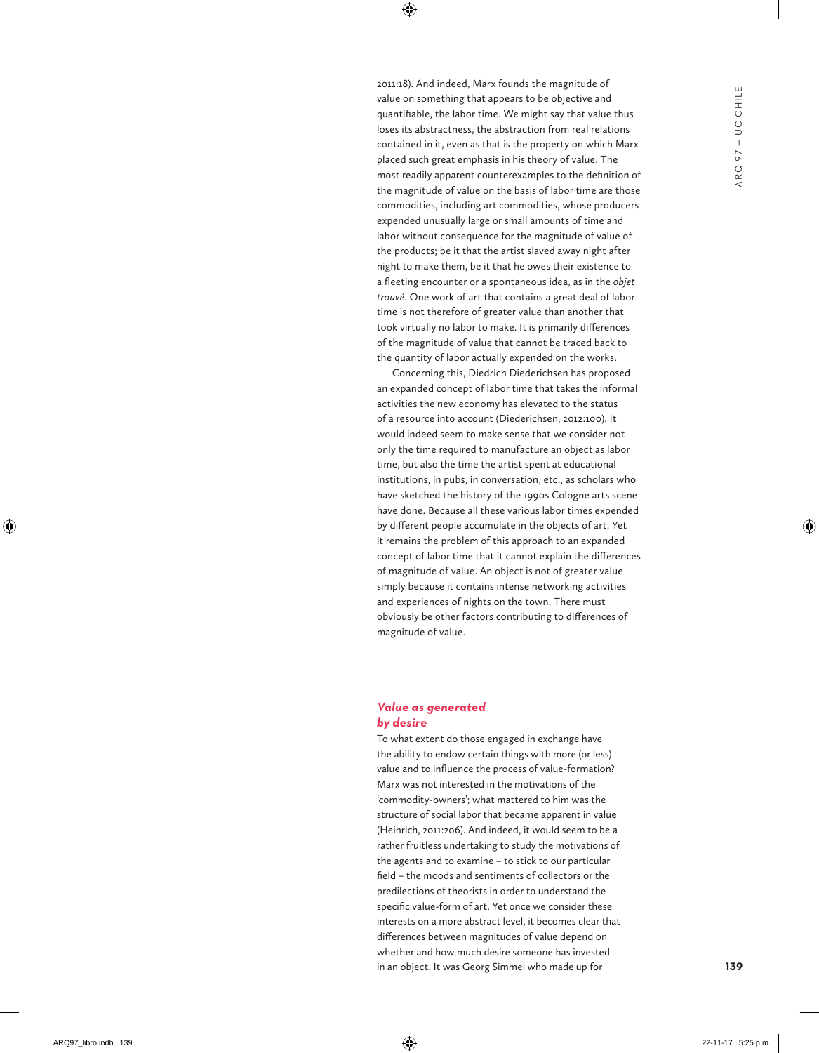2011:18). And indeed, Marx founds the magnitude of value on something that appears to be objective and quantifiable, the labor time. We might say that value thus loses its abstractness, the abstraction from real relations contained in it, even as that is the property on which Marx placed such great emphasis in his theory of value. The most readily apparent counterexamples to the definition of the magnitude of value on the basis of labor time are those commodities, including art commodities, whose producers expended unusually large or small amounts of time and labor without consequence for the magnitude of value of the products; be it that the artist slaved away night after night to make them, be it that he owes their existence to a fleeting encounter or a spontaneous idea, as in the *objet trouvé*. One work of art that contains a great deal of labor time is not therefore of greater value than another that took virtually no labor to make. It is primarily differences of the magnitude of value that cannot be traced back to the quantity of labor actually expended on the works.

Concerning this, Diedrich Diederichsen has proposed an expanded concept of labor time that takes the informal activities the new economy has elevated to the status of a resource into account (Diederichsen, 2012:100). It would indeed seem to make sense that we consider not only the time required to manufacture an object as labor time, but also the time the artist spent at educational institutions, in pubs, in conversation, etc., as scholars who have sketched the history of the 1990s Cologne arts scene have done. Because all these various labor times expended by different people accumulate in the objects of art. Yet it remains the problem of this approach to an expanded concept of labor time that it cannot explain the differences of magnitude of value. An object is not of greater value simply because it contains intense networking activities and experiences of nights on the town. There must obviously be other factors contributing to differences of magnitude of value.

## *Value as generated by desire*

To what extent do those engaged in exchange have the ability to endow certain things with more (or less) value and to influence the process of value-formation? Marx was not interested in the motivations of the 'commodity-owners'; what mattered to him was the structure of social labor that became apparent in value (Heinrich, 2011:206). And indeed, it would seem to be a rather fruitless undertaking to study the motivations of the agents and to examine – to stick to our particular field – the moods and sentiments of collectors or the predilections of theorists in order to understand the specific value-form of art. Yet once we consider these interests on a more abstract level, it becomes clear that differences between magnitudes of value depend on whether and how much desire someone has invested in an object. It was Georg Simmel who made up for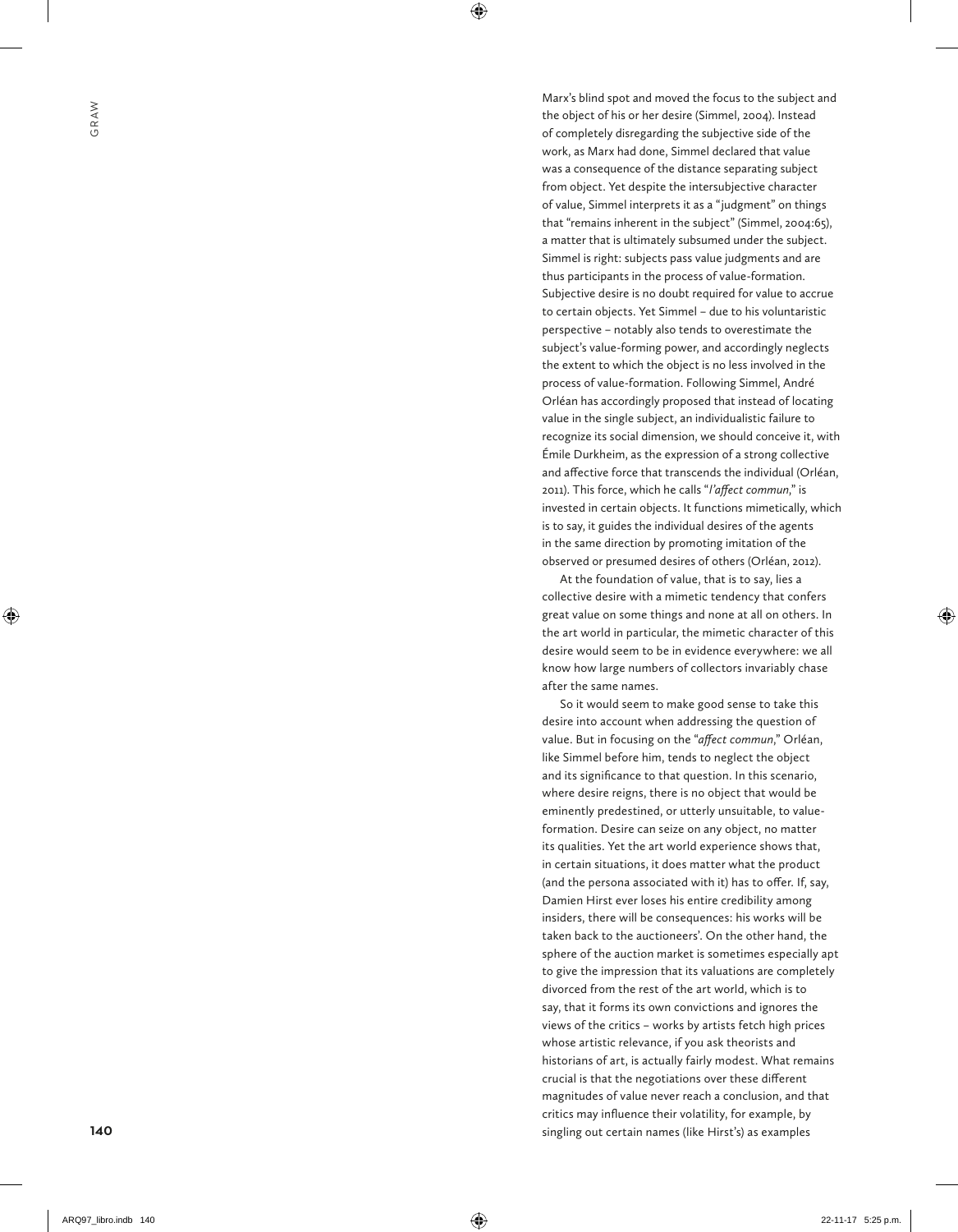Marx's blind spot and moved the focus to the subject and the object of his or her desire (Simmel, 2004). Instead of completely disregarding the subjective side of the work, as Marx had done, Simmel declared that value was a consequence of the distance separating subject from object. Yet despite the intersubjective character of value, Simmel interprets it as a "judgment" on things that "remains inherent in the subject" (Simmel, 2004:65), a matter that is ultimately subsumed under the subject. Simmel is right: subjects pass value judgments and are thus participants in the process of value-formation. Subjective desire is no doubt required for value to accrue to certain objects. Yet Simmel – due to his voluntaristic perspective – notably also tends to overestimate the subject's value-forming power, and accordingly neglects the extent to which the object is no less involved in the process of value-formation. Following Simmel, André Orléan has accordingly proposed that instead of locating value in the single subject, an individualistic failure to recognize its social dimension, we should conceive it, with Émile Durkheim, as the expression of a strong collective and affective force that transcends the individual (Orléan, 2011). This force, which he calls "*l'affect commun*," is invested in certain objects. It functions mimetically, which is to say, it guides the individual desires of the agents in the same direction by promoting imitation of the observed or presumed desires of others (Orléan, 2012).

At the foundation of value, that is to say, lies a collective desire with a mimetic tendency that confers great value on some things and none at all on others. In the art world in particular, the mimetic character of this desire would seem to be in evidence everywhere: we all know how large numbers of collectors invariably chase after the same names.

So it would seem to make good sense to take this desire into account when addressing the question of value. But in focusing on the "*affect commun*," Orléan, like Simmel before him, tends to neglect the object and its significance to that question. In this scenario, where desire reigns, there is no object that would be eminently predestined, or utterly unsuitable, to value-formation. Desire can seize on any object, no matter its qualities. Yet the art world experience shows that, in certain situations, it does matter what the product (and the persona associated with it) has to offer. If, say, Damien Hirst ever loses his entire credibility among insiders, there will be consequences: his works will be taken back to the auctioneers'. On the other hand, the sphere of the auction market is sometimes especially apt to give the impression that its valuations are completely divorced from the rest of the art world, which is to say, that it forms its own convictions and ignores the views of the critics – works by artists fetch high prices whose artistic relevance, if you ask theorists and historians of art, is actually fairly modest. What remains crucial is that the negotiations over these different magnitudes of value never reach a conclusion, and that critics may influence their volatility, for example, by singling out certain names (like Hirst's) as examples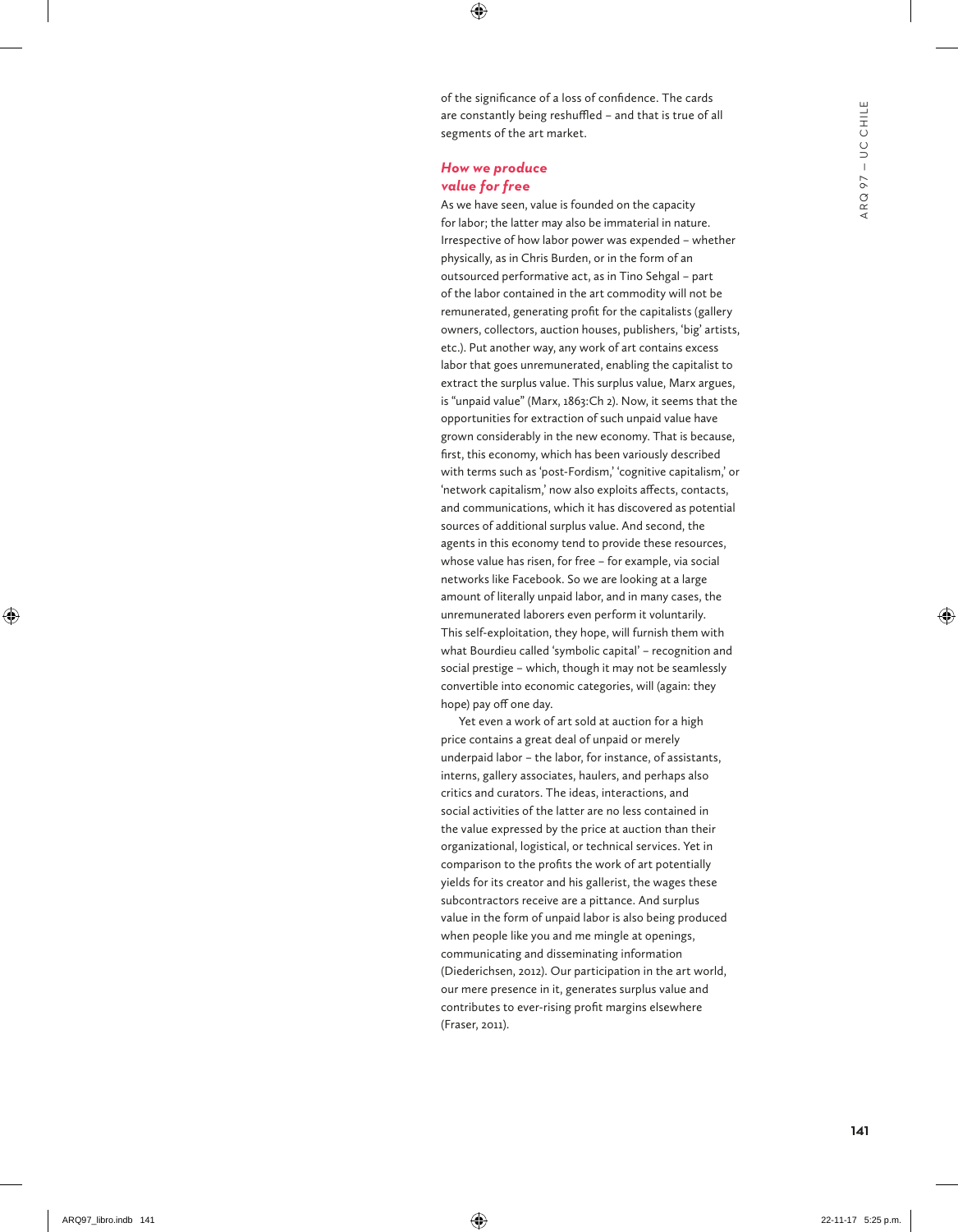of the significance of a loss of confidence. The cards are constantly being reshuffled – and that is true of all segments of the art market.

### *How we produce value for free*

As we have seen, value is founded on the capacity for labor; the latter may also be immaterial in nature. Irrespective of how labor power was expended – whether physically, as in Chris Burden, or in the form of an outsourced performative act, as in Tino Sehgal – part of the labor contained in the art commodity will not be remunerated, generating profit for the capitalists (gallery owners, collectors, auction houses, publishers, 'big' artists, etc.). Put another way, any work of art contains excess labor that goes unremunerated, enabling the capitalist to extract the surplus value. This surplus value, Marx argues, is "unpaid value" (Marx, 1863:Ch 2). Now, it seems that the opportunities for extraction of such unpaid value have grown considerably in the new economy. That is because, first, this economy, which has been variously described with terms such as 'post-Fordism,' 'cognitive capitalism,' or 'network capitalism,' now also exploits affects, contacts, and communications, which it has discovered as potential sources of additional surplus value. And second, the agents in this economy tend to provide these resources, whose value has risen, for free – for example, via social networks like Facebook. So we are looking at a large amount of literally unpaid labor, and in many cases, the unremunerated laborers even perform it voluntarily. This self-exploitation, they hope, will furnish them with what Bourdieu called 'symbolic capital' – recognition and social prestige – which, though it may not be seamlessly convertible into economic categories, will (again: they hope) pay off one day.

Yet even a work of art sold at auction for a high price contains a great deal of unpaid or merely underpaid labor – the labor, for instance, of assistants, interns, gallery associates, haulers, and perhaps also critics and curators. The ideas, interactions, and social activities of the latter are no less contained in the value expressed by the price at auction than their organizational, logistical, or technical services. Yet in comparison to the profits the work of art potentially yields for its creator and his gallerist, the wages these subcontractors receive are a pittance. And surplus value in the form of unpaid labor is also being produced when people like you and me mingle at openings, communicating and disseminating information (Diederichsen, 2012). Our participation in the art world, our mere presence in it, generates surplus value and contributes to ever-rising profit margins elsewhere (Fraser, 2011).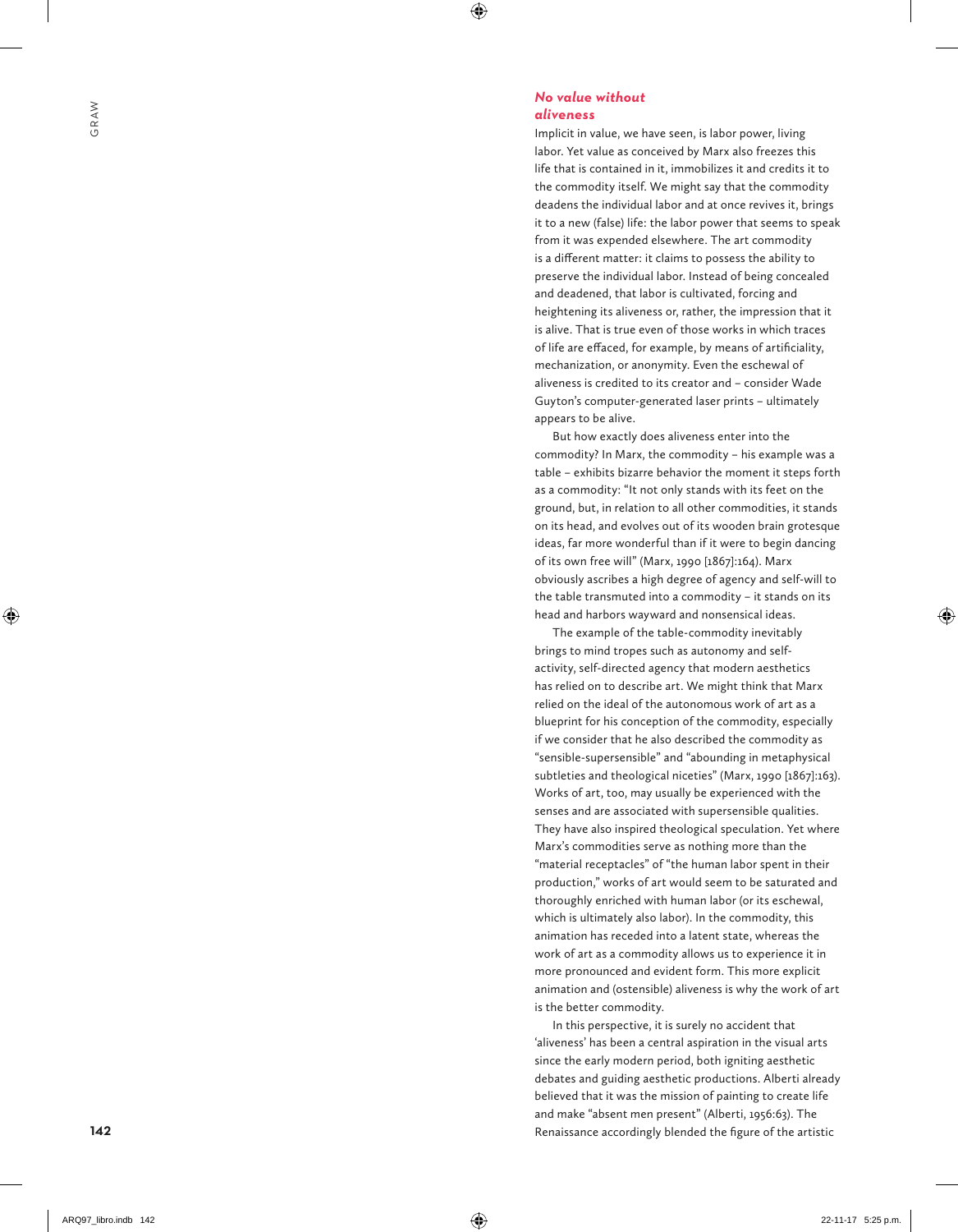### *No value without aliveness*

Implicit in value, we have seen, is labor power, living labor. Yet value as conceived by Marx also freezes this life that is contained in it, immobilizes it and credits it to the commodity itself. We might say that the commodity deadens the individual labor and at once revives it, brings it to a new (false) life: the labor power that seems to speak from it was expended elsewhere. The art commodity is a different matter: it claims to possess the ability to preserve the individual labor. Instead of being concealed and deadened, that labor is cultivated, forcing and heightening its aliveness or, rather, the impression that it is alive. That is true even of those works in which traces of life are effaced, for example, by means of artificiality, mechanization, or anonymity. Even the eschewal of aliveness is credited to its creator and – consider Wade Guyton's computer-generated laser prints – ultimately appears to be alive.

But how exactly does aliveness enter into the commodity? In Marx, the commodity – his example was a table – exhibits bizarre behavior the moment it steps forth as a commodity: "It not only stands with its feet on the ground, but, in relation to all other commodities, it stands on its head, and evolves out of its wooden brain grotesque ideas, far more wonderful than if it were to begin dancing of its own free will" (Marx, 1990 [1867]:164). Marx obviously ascribes a high degree of agency and self-will to the table transmuted into a commodity – it stands on its head and harbors wayward and nonsensical ideas.

The example of the table-commodity inevitably brings to mind tropes such as autonomy and self-activity, self-directed agency that modern aesthetics has relied on to describe art. We might think that Marx relied on the ideal of the autonomous work of art as a blueprint for his conception of the commodity, especially if we consider that he also described the commodity as "sensible-supersensible" and "abounding in metaphysical subtleties and theological niceties" (Marx, 1990 [1867]:163). Works of art, too, may usually be experienced with the senses and are associated with supersensible qualities. They have also inspired theological speculation. Yet where Marx's commodities serve as nothing more than the "material receptacles" of "the human labor spent in their production," works of art would seem to be saturated and thoroughly enriched with human labor (or its eschewal, which is ultimately also labor). In the commodity, this animation has receded into a latent state, whereas the work of art as a commodity allows us to experience it in more pronounced and evident form. This more explicit animation and (ostensible) aliveness is why the work of art is the better commodity.

In this perspective, it is surely no accident that 'aliveness' has been a central aspiration in the visual arts since the early modern period, both igniting aesthetic debates and guiding aesthetic productions. Alberti already believed that it was the mission of painting to create life and make "absent men present" (Alberti, 1956:63). The Renaissance accordingly blended the figure of the artistic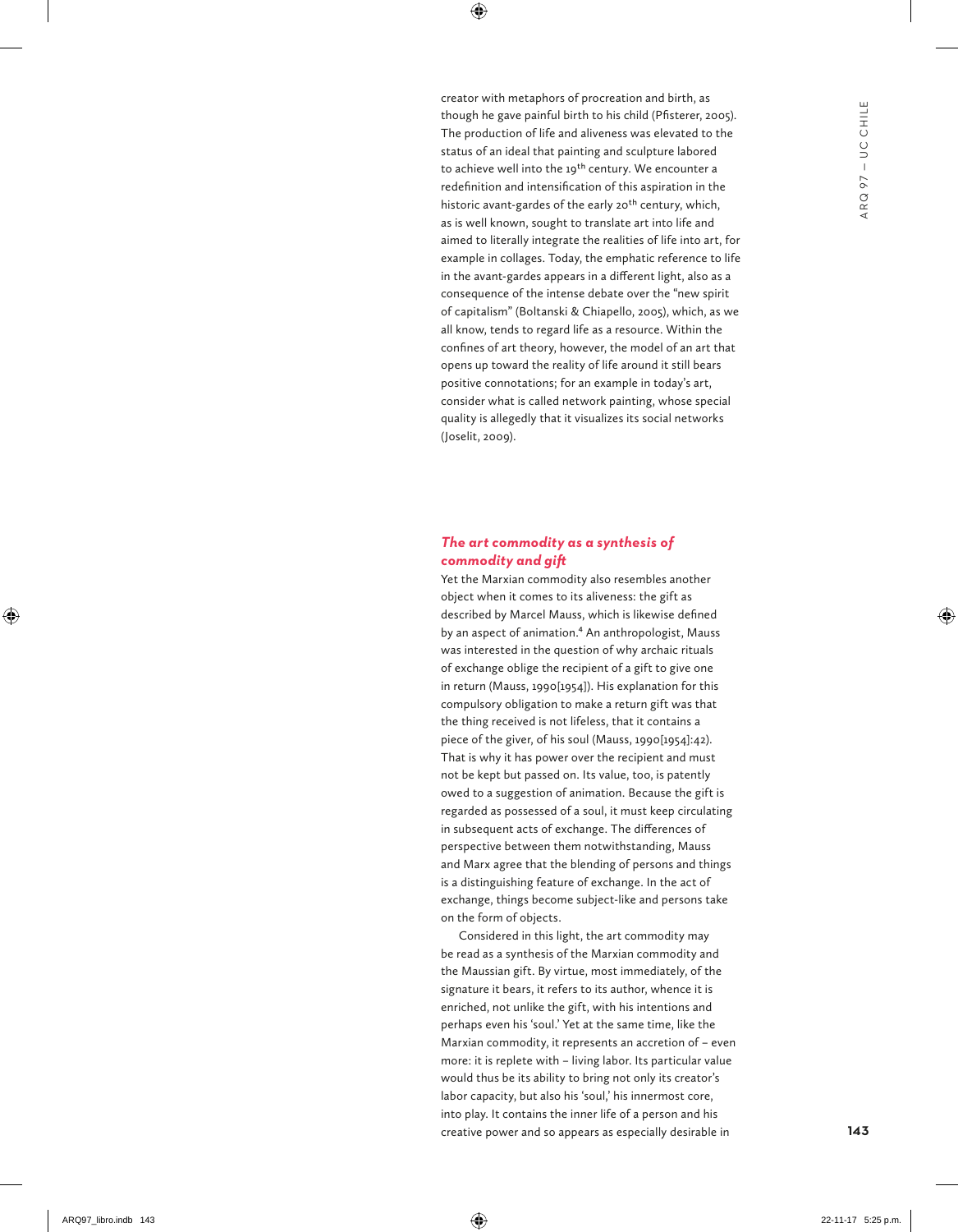creator with metaphors of procreation and birth, as though he gave painful birth to his child (Pfisterer, 2005). The production of life and aliveness was elevated to the status of an ideal that painting and sculpture labored to achieve well into the 19th century. We encounter a redefinition and intensification of this aspiration in the historic avant-gardes of the early 20th century, which, as is well known, sought to translate art into life and aimed to literally integrate the realities of life into art, for example in collages. Today, the emphatic reference to life in the avant-gardes appears in a different light, also as a consequence of the intense debate over the "new spirit of capitalism" (Boltanski & Chiapello, 2005), which, as we all know, tends to regard life as a resource. Within the confines of art theory, however, the model of an art that opens up toward the reality of life around it still bears positive connotations; for an example in today's art, consider what is called network painting, whose special quality is allegedly that it visualizes its social networks (Joselit, 2009).

## *The art commodity as a synthesis of commodity and gift*

Yet the Marxian commodity also resembles another object when it comes to its aliveness: the gift as described by Marcel Mauss, which is likewise defined by an aspect of animation.[4] An anthropologist, Mauss was interested in the question of why archaic rituals of exchange oblige the recipient of a gift to give one in return (Mauss, 1990[1954]). His explanation for this compulsory obligation to make a return gift was that the thing received is not lifeless, that it contains a piece of the giver, of his soul (Mauss, 1990[1954]:42). That is why it has power over the recipient and must not be kept but passed on. Its value, too, is patently owed to a suggestion of animation. Because the gift is regarded as possessed of a soul, it must keep circulating in subsequent acts of exchange. The differences of perspective between them notwithstanding, Mauss and Marx agree that the blending of persons and things is a distinguishing feature of exchange. In the act of exchange, things become subject-like and persons take on the form of objects.

Considered in this light, the art commodity may be read as a synthesis of the Marxian commodity and the Maussian gift. By virtue, most immediately, of the signature it bears, it refers to its author, whence it is enriched, not unlike the gift, with his intentions and perhaps even his 'soul.' Yet at the same time, like the Marxian commodity, it represents an accretion of – even more: it is replete with – living labor. Its particular value would thus be its ability to bring not only its creator's labor capacity, but also his 'soul,' his innermost core, into play. It contains the inner life of a person and his creative power and so appears as especially desirable in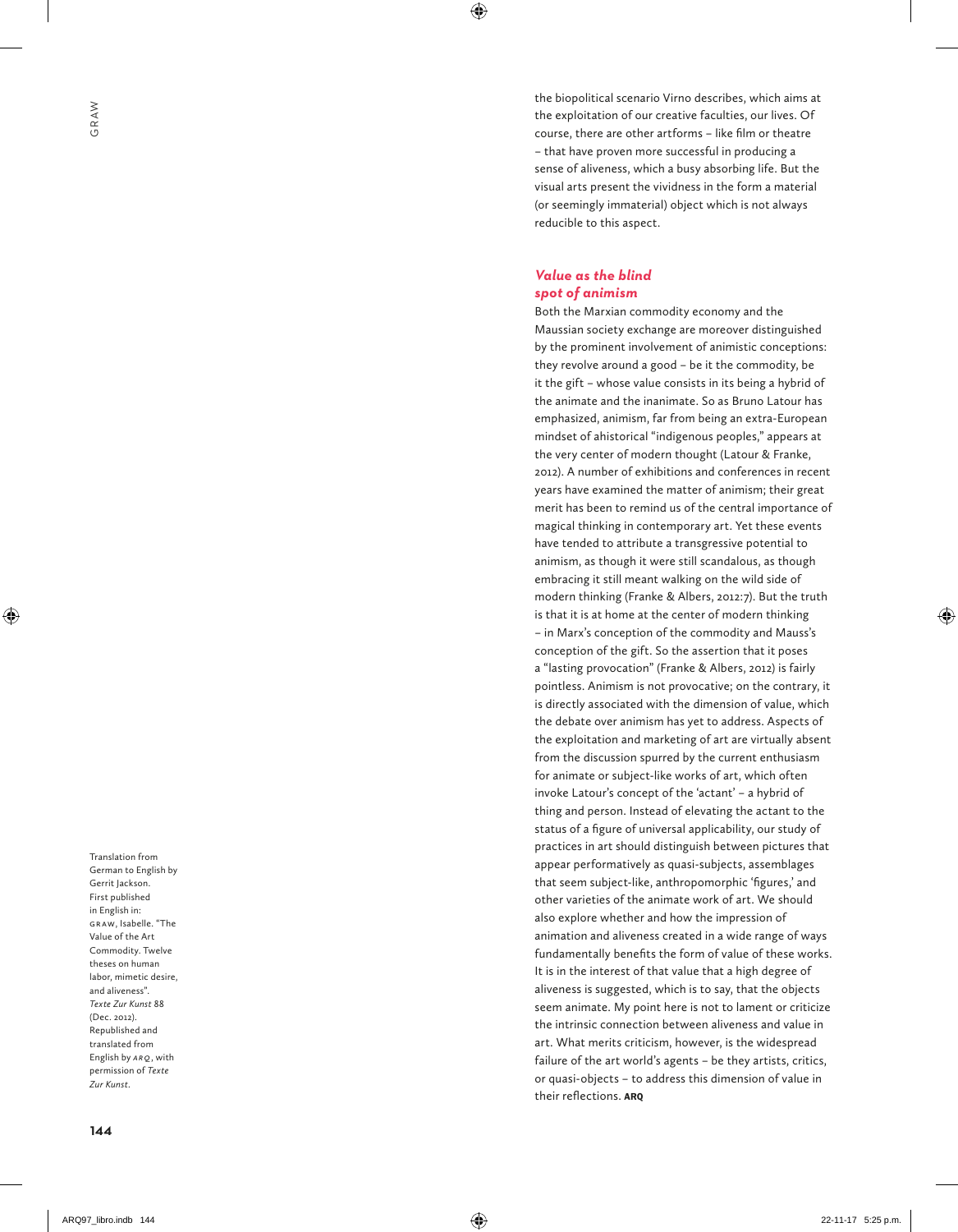the biopolitical scenario Virno describes, which aims at the exploitation of our creative faculties, our lives. Of course, there are other artforms – like film or theatre – that have proven more successful in producing a sense of aliveness, which a busy absorbing life. But the visual arts present the vividness in the form a material (or seemingly immaterial) object which is not always reducible to this aspect.

## *Value as the blind spot of animism*

Both the Marxian commodity economy and the Maussian society exchange are moreover distinguished by the prominent involvement of animistic conceptions: they revolve around a good – be it the commodity, be it the gift – whose value consists in its being a hybrid of the animate and the inanimate. So as Bruno Latour has emphasized, animism, far from being an extra-European mindset of ahistorical "indigenous peoples," appears at the very center of modern thought (Latour & Franke, 2012). A number of exhibitions and conferences in recent years have examined the matter of animism; their great merit has been to remind us of the central importance of magical thinking in contemporary art. Yet these events have tended to attribute a transgressive potential to animism, as though it were still scandalous, as though embracing it still meant walking on the wild side of modern thinking (Franke & Albers, 2012:7). But the truth is that it is at home at the center of modern thinking – in Marx's conception of the commodity and Mauss's conception of the gift. So the assertion that it poses a "lasting provocation" (Franke & Albers, 2012) is fairly pointless. Animism is not provocative; on the contrary, it is directly associated with the dimension of value, which the debate over animism has yet to address. Aspects of the exploitation and marketing of art are virtually absent from the discussion spurred by the current enthusiasm for animate or subject-like works of art, which often invoke Latour's concept of the 'actant' – a hybrid of thing and person. Instead of elevating the actant to the status of a figure of universal applicability, our study of practices in art should distinguish between pictures that appear performatively as quasi-subjects, assemblages that seem subject-like, anthropomorphic 'figures,' and other varieties of the animate work of art. We should also explore whether and how the impression of animation and aliveness created in a wide range of ways fundamentally benefits the form of value of these works. It is in the interest of that value that a high degree of aliveness is suggested, which is to say, that the objects seem animate. My point here is not to lament or criticize the intrinsic connection between aliveness and value in art. What merits criticism, however, is the widespread failure of the art world's agents – be they artists, critics, or quasi-objects – to address this dimension of value in their reflections. **ARQ**

Translation from German to English by Gerrit Jackson. First published in English in: GRAW, Isabelle. "The Value of the Art Commodity. Twelve theses on human labor, mimetic desire, and aliveness". *Texte Zur Kunst* 88 (Dec. 2012). Republished and translated from English by *ARQ*, with permission of *Texte Zur Kunst*.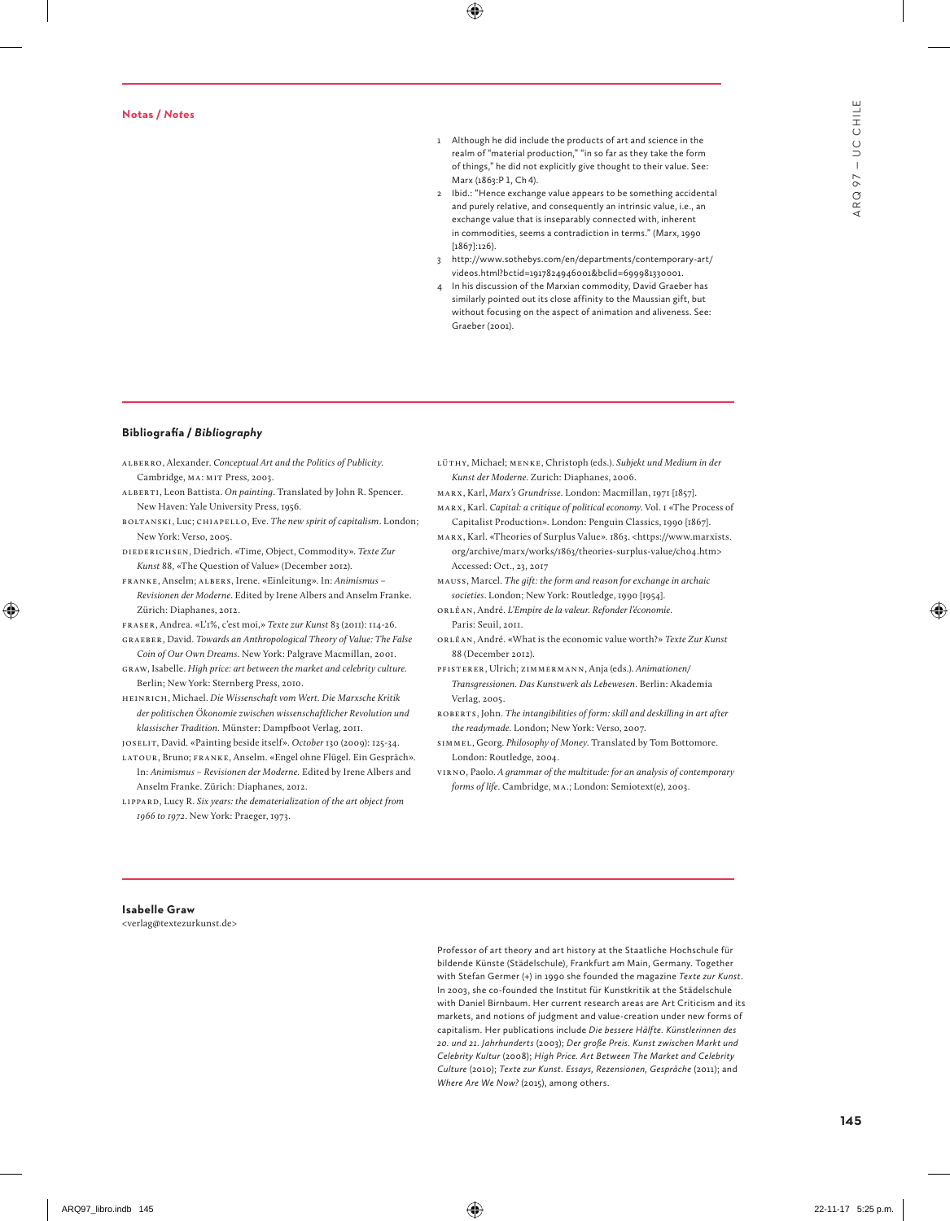## Notas / *Notes*

1. Although he did include the products of art and science in the realm of "material production," "in so far as they take the form of things," he did not explicitly give thought to their value. See: Marx (1863:P 1, Ch 4).
2. Ibid.: "Hence exchange value appears to be something accidental and purely relative, and consequently an intrinsic value, i.e., an exchange value that is inseparably connected with, inherent in commodities, seems a contradiction in terms." (Marx, 1990 [1867]:126).
3. http://www.sothebys.com/en/departments/contemporary-art/videos.html?bctid=1917824946001&bclid=699981330001.
4. In his discussion of the Marxian commodity, David Graeber has similarly pointed out its close affinity to the Maussian gift, but without focusing on the aspect of animation and aliveness. See: Graeber (2001).

## Bibliografía / *Bibliography*

ALBERRO, Alexander. *Conceptual Art and the Politics of Publicity*. Cambridge, MA: MIT Press, 2003.

ALBERTI, Leon Battista. *On painting*. Translated by John R. Spencer. New Haven: Yale University Press, 1956.

BOLTANSKI, Luc; CHIAPELLO, Eve. *The new spirit of capitalism*. London; New York: Verso, 2005.

DIEDERICHSEN, Diedrich. «Time, Object, Commodity». *Texte Zur Kunst* 88, «The Question of Value» (December 2012).

FRANKE, Anselm; ALBERS, Irene. «Einleitung». In: *Animismus – Revisionen der Moderne*. Edited by Irene Albers and Anselm Franke. Zürich: Diaphanes, 2012.

FRASER, Andrea. «L'1%, c'est moi,» *Texte zur Kunst* 83 (2011): 114-26.

GRAEBER, David. *Towards an Anthropological Theory of Value: The False Coin of Our Own Dreams*. New York: Palgrave Macmillan, 2001.

GRAW, Isabelle. *High price: art between the market and celebrity culture*. Berlin; New York: Sternberg Press, 2010.

HEINRICH, Michael. *Die Wissenschaft vom Wert. Die Marxsche Kritik der politischen Ökonomie zwischen wissenschaftlicher Revolution und klassischer Tradition*. Münster: Dampfboot Verlag, 2011.

JOSELIT, David. «Painting beside itself». *October* 130 (2009): 125-34.

LATOUR, Bruno; FRANKE, Anselm. «Engel ohne Flügel. Ein Gespräch». In: *Animismus – Revisionen der Moderne*. Edited by Irene Albers and Anselm Franke. Zürich: Diaphanes, 2012.

LIPPARD, Lucy R. *Six years: the dematerialization of the art object from 1966 to 1972*. New York: Praeger, 1973.

LÜTHY, Michael; MENKE, Christoph (eds.). *Subjekt und Medium in der Kunst der Moderne*. Zurich: Diaphanes, 2006.

MARX, Karl, *Marx's Grundrisse*. London: Macmillan, 1971 [1857].

MARX, Karl. *Capital: a critique of political economy*. Vol. 1 «The Process of Capitalist Production». London: Penguin Classics, 1990 [1867].

MARX, Karl. «Theories of Surplus Value». 1863. <https://www.marxists.org/archive/marx/works/1863/theories-surplus-value/ch04.htm> Accessed: Oct., 23, 2017

MAUSS, Marcel. *The gift: the form and reason for exchange in archaic societies*. London; New York: Routledge, 1990 [1954].

ORLÉAN, André. *L'Empire de la valeur. Refonder l'économie*. Paris: Seuil, 2011.

ORLÉAN, André. «What is the economic value worth?» *Texte Zur Kunst* 88 (December 2012).

PFISTERER, Ulrich; ZIMMERMANN, Anja (eds.). *Animationen/Transgressionen. Das Kunstwerk als Lebewesen*. Berlin: Akademia Verlag, 2005.

ROBERTS, John. *The intangibilities of form: skill and deskilling in art after the readymade*. London; New York: Verso, 2007.

SIMMEL, Georg. *Philosophy of Money*. Translated by Tom Bottomore. London: Routledge, 2004.

VIRNO, Paolo. *A grammar of the multitude: for an analysis of contemporary forms of life*. Cambridge, MA.; London: Semiotext(e), 2003.

**Isabelle Graw**
<verlag@textezurkunst.de>

Professor of art theory and art history at the Staatliche Hochschule für bildende Künste (Städelschule), Frankfurt am Main, Germany. Together with Stefan Germer (+) in 1990 she founded the magazine *Texte zur Kunst*. In 2003, she co-founded the Institut für Kunstkritik at the Städelschule with Daniel Birnbaum. Her current research areas are Art Criticism and its markets, and notions of judgment and value-creation under new forms of capitalism. Her publications include *Die bessere Hälfte. Künstlerinnen des 20. und 21. Jahrhunderts* (2003); *Der große Preis. Kunst zwischen Markt und Celebrity Kultur* (2008); *High Price. Art Between The Market and Celebrity Culture* (2010); *Texte zur Kunst. Essays, Rezensionen, Gespräche* (2011); and *Where Are We Now?* (2015), among others.